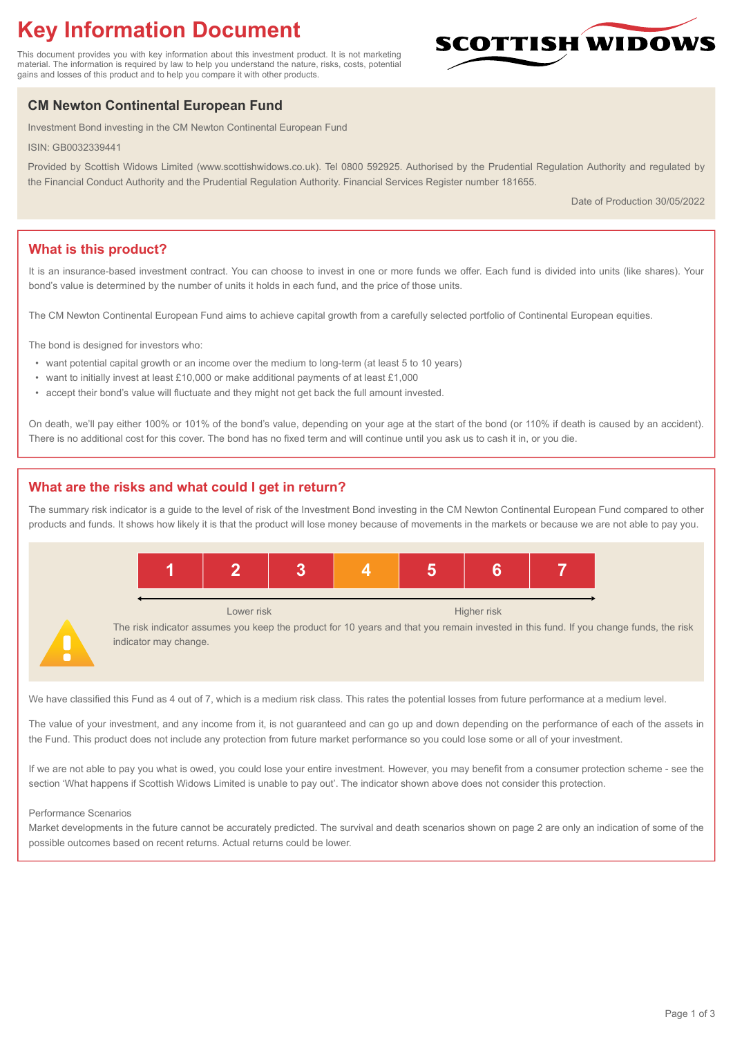# Key Information Document

This document provides you with key information about this investment product. It is not marketing material. The information is required by law to help you understand the nature, risks, costs, potential gains and losses of this product and to help you compare it with other products.

SCOTTISH WIDOWS

## CM Newton Continental European Fund

Investment Bond investing in the CM Newton Continental European Fund

ISIN: GB0032339441

Provided by Scottish Widows Limited (www.scottishwidows.co.uk). Tel 0800 592925. Authorised by the Prudential Regulation Authority and regulated by the Financial Conduct Authority and the Prudential Regulation Authority. Financial Services Register number 181655.

Date of Production 30/05/2022

## What is this product?

It is an insurance-based investment contract. You can choose to invest in one or more funds we offer. Each fund is divided into units (like shares). Your bond's value is determined by the number of units it holds in each fund, and the price of those units.

The CM Newton Continental European Fund aims to achieve capital growth from a carefully selected portfolio of Continental European equities.

The bond is designed for investors who:

- want potential capital growth or an income over the medium to long-term (at least 5 to 10 years)
- want to initially invest at least £10,000 or make additional payments of at least £1,000
- accept their bond's value will fluctuate and they might not get back the full amount invested.

On death, we'll pay either 100% or 101% of the bond's value, depending on your age at the start of the bond (or 110% if death is caused by an accident). There is no additional cost for this cover. The bond has no fixed term and will continue until you ask us to cash it in, or you die.

## What are the risks and what could I get in return?

The summary risk indicator is a guide to the level of risk of the Investment Bond investing in the CM Newton Continental European Fund compared to other products and funds. It shows how likely it is that the product will lose money because of movements in the markets or because we are not able to pay you.

| 1 | 2 | 3 | **4** | 5 | 6 | 7 |
|---|---|---|---|---|---|---|

Lower risk — Higher risk

The risk indicator assumes you keep the product for 10 years and that you remain invested in this fund. If you change funds, the risk indicator may change.

We have classified this Fund as 4 out of 7, which is a medium risk class. This rates the potential losses from future performance at a medium level.

The value of your investment, and any income from it, is not guaranteed and can go up and down depending on the performance of each of the assets in the Fund. This product does not include any protection from future market performance so you could lose some or all of your investment.

If we are not able to pay you what is owed, you could lose your entire investment. However, you may benefit from a consumer protection scheme - see the section 'What happens if Scottish Widows Limited is unable to pay out'. The indicator shown above does not consider this protection.

Performance Scenarios

Market developments in the future cannot be accurately predicted. The survival and death scenarios shown on page 2 are only an indication of some of the possible outcomes based on recent returns. Actual returns could be lower.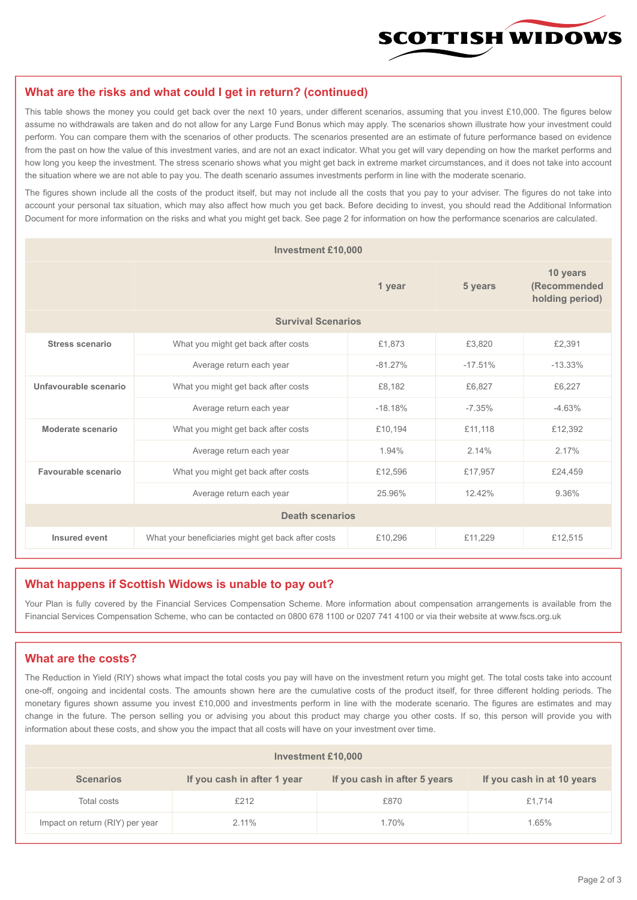## What are the risks and what could I get in return? (continued)

This table shows the money you could get back over the next 10 years, under different scenarios, assuming that you invest £10,000. The figures below assume no withdrawals are taken and do not allow for any Large Fund Bonus which may apply. The scenarios shown illustrate how your investment could perform. You can compare them with the scenarios of other products. The scenarios presented are an estimate of future performance based on evidence from the past on how the value of this investment varies, and are not an exact indicator. What you get will vary depending on how the market performs and how long you keep the investment. The stress scenario shows what you might get back in extreme market circumstances, and it does not take into account the situation where we are not able to pay you. The death scenario assumes investments perform in line with the moderate scenario.

The figures shown include all the costs of the product itself, but may not include all the costs that you pay to your adviser. The figures do not take into account your personal tax situation, which may also affect how much you get back. Before deciding to invest, you should read the Additional Information Document for more information on the risks and what you might get back. See page 2 for information on how the performance scenarios are calculated.

| Investment £10,000 | | | | |
|---|---|---|---|---|
| | | 1 year | 5 years | 10 years (Recommended holding period) |
| **Survival Scenarios** | | | | |
| **Stress scenario** | What you might get back after costs | £1,873 | £3,820 | £2,391 |
| | Average return each year | -81.27% | -17.51% | -13.33% |
| **Unfavourable scenario** | What you might get back after costs | £8,182 | £6,827 | £6,227 |
| | Average return each year | -18.18% | -7.35% | -4.63% |
| **Moderate scenario** | What you might get back after costs | £10,194 | £11,118 | £12,392 |
| | Average return each year | 1.94% | 2.14% | 2.17% |
| **Favourable scenario** | What you might get back after costs | £12,596 | £17,957 | £24,459 |
| | Average return each year | 25.96% | 12.42% | 9.36% |
| **Death scenarios** | | | | |
| **Insured event** | What your beneficiaries might get back after costs | £10,296 | £11,229 | £12,515 |

## What happens if Scottish Widows is unable to pay out?

Your Plan is fully covered by the Financial Services Compensation Scheme. More information about compensation arrangements is available from the Financial Services Compensation Scheme, who can be contacted on 0800 678 1100 or 0207 741 4100 or via their website at www.fscs.org.uk

## What are the costs?

The Reduction in Yield (RIY) shows what impact the total costs you pay will have on the investment return you might get. The total costs take into account one-off, ongoing and incidental costs. The amounts shown here are the cumulative costs of the product itself, for three different holding periods. The monetary figures shown assume you invest £10,000 and investments perform in line with the moderate scenario. The figures are estimates and may change in the future. The person selling you or advising you about this product may charge you other costs. If so, this person will provide you with information about these costs, and show you the impact that all costs will have on your investment over time.

| Investment £10,000 | | | |
|---|---|---|---|
| **Scenarios** | **If you cash in after 1 year** | **If you cash in after 5 years** | **If you cash in at 10 years** |
| Total costs | £212 | £870 | £1,714 |
| Impact on return (RIY) per year | 2.11% | 1.70% | 1.65% |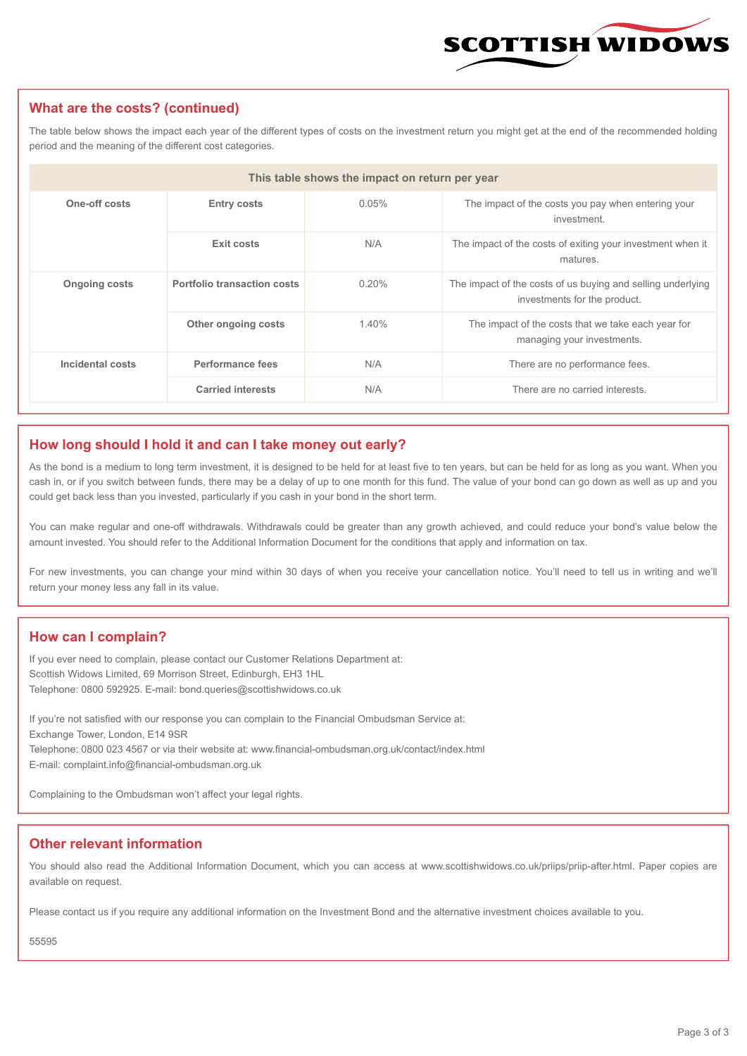## What are the costs? (continued)

The table below shows the impact each year of the different types of costs on the investment return you might get at the end of the recommended holding period and the meaning of the different cost categories.

| This table shows the impact on return per year | | | |
|---|---|---|---|
| **One-off costs** | **Entry costs** | 0.05% | The impact of the costs you pay when entering your investment. |
| | **Exit costs** | N/A | The impact of the costs of exiting your investment when it matures. |
| **Ongoing costs** | **Portfolio transaction costs** | 0.20% | The impact of the costs of us buying and selling underlying investments for the product. |
| | **Other ongoing costs** | 1.40% | The impact of the costs that we take each year for managing your investments. |
| **Incidental costs** | **Performance fees** | N/A | There are no performance fees. |
| | **Carried interests** | N/A | There are no carried interests. |

## How long should I hold it and can I take money out early?

As the bond is a medium to long term investment, it is designed to be held for at least five to ten years, but can be held for as long as you want. When you cash in, or if you switch between funds, there may be a delay of up to one month for this fund. The value of your bond can go down as well as up and you could get back less than you invested, particularly if you cash in your bond in the short term.

You can make regular and one-off withdrawals. Withdrawals could be greater than any growth achieved, and could reduce your bond's value below the amount invested. You should refer to the Additional Information Document for the conditions that apply and information on tax.

For new investments, you can change your mind within 30 days of when you receive your cancellation notice. You'll need to tell us in writing and we'll return your money less any fall in its value.

## How can I complain?

If you ever need to complain, please contact our Customer Relations Department at:
Scottish Widows Limited, 69 Morrison Street, Edinburgh, EH3 1HL
Telephone: 0800 592925. E-mail: bond.queries@scottishwidows.co.uk

If you're not satisfied with our response you can complain to the Financial Ombudsman Service at:
Exchange Tower, London, E14 9SR
Telephone: 0800 023 4567 or via their website at: www.financial-ombudsman.org.uk/contact/index.html
E-mail: complaint.info@financial-ombudsman.org.uk

Complaining to the Ombudsman won't affect your legal rights.

## Other relevant information

You should also read the Additional Information Document, which you can access at www.scottishwidows.co.uk/priips/priip-after.html. Paper copies are available on request.

Please contact us if you require any additional information on the Investment Bond and the alternative investment choices available to you.

55595